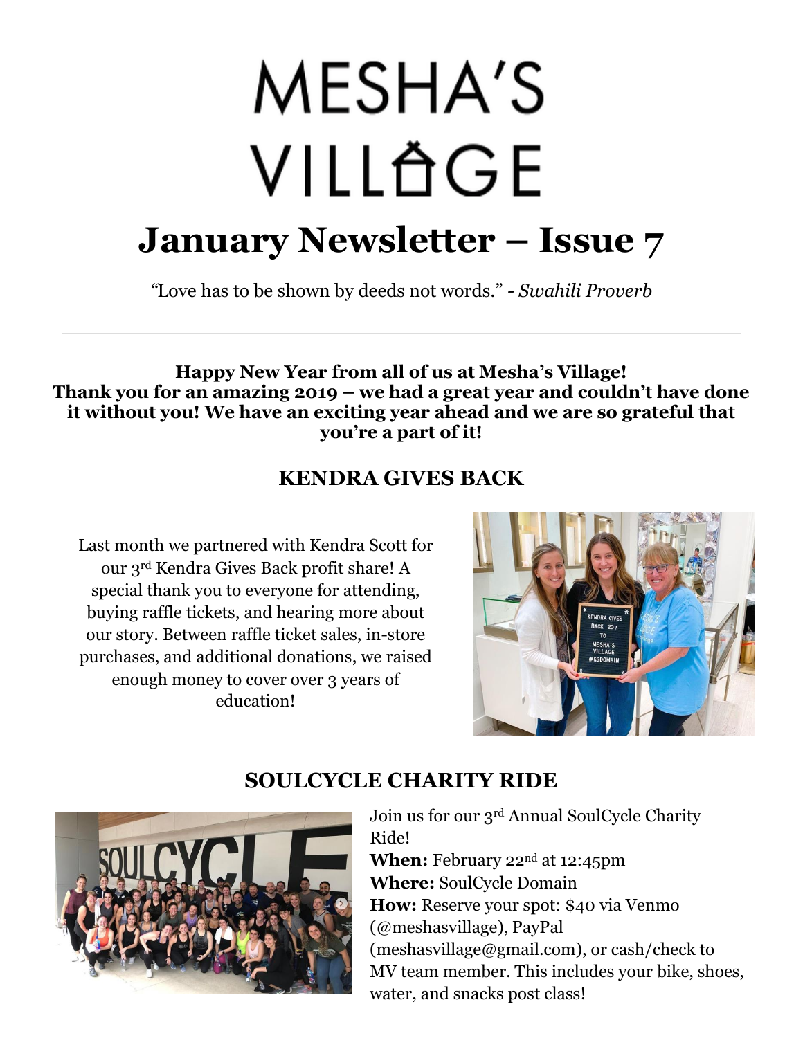# MESHA'S VILLAGE

# January Newsletter – Issue 7

"Love has to be shown by deeds not words." - *Swahili Proverb*

---

**Happy New Year from all of us at Mesha's Village!**
**Thank you for an amazing 2019 – we had a great year and couldn't have done it without you! We have an exciting year ahead and we are so grateful that you're a part of it!**

## KENDRA GIVES BACK

Last month we partnered with Kendra Scott for our 3rd Kendra Gives Back profit share! A special thank you to everyone for attending, buying raffle tickets, and hearing more about our story. Between raffle ticket sales, in-store purchases, and additional donations, we raised enough money to cover over 3 years of education!

## SOULCYCLE CHARITY RIDE

Join us for our 3rd Annual SoulCycle Charity Ride!
**When:** February 22nd at 12:45pm
**Where:** SoulCycle Domain
**How:** Reserve your spot: $40 via Venmo (@meshasvillage), PayPal (meshasvillage@gmail.com), or cash/check to MV team member. This includes your bike, shoes, water, and snacks post class!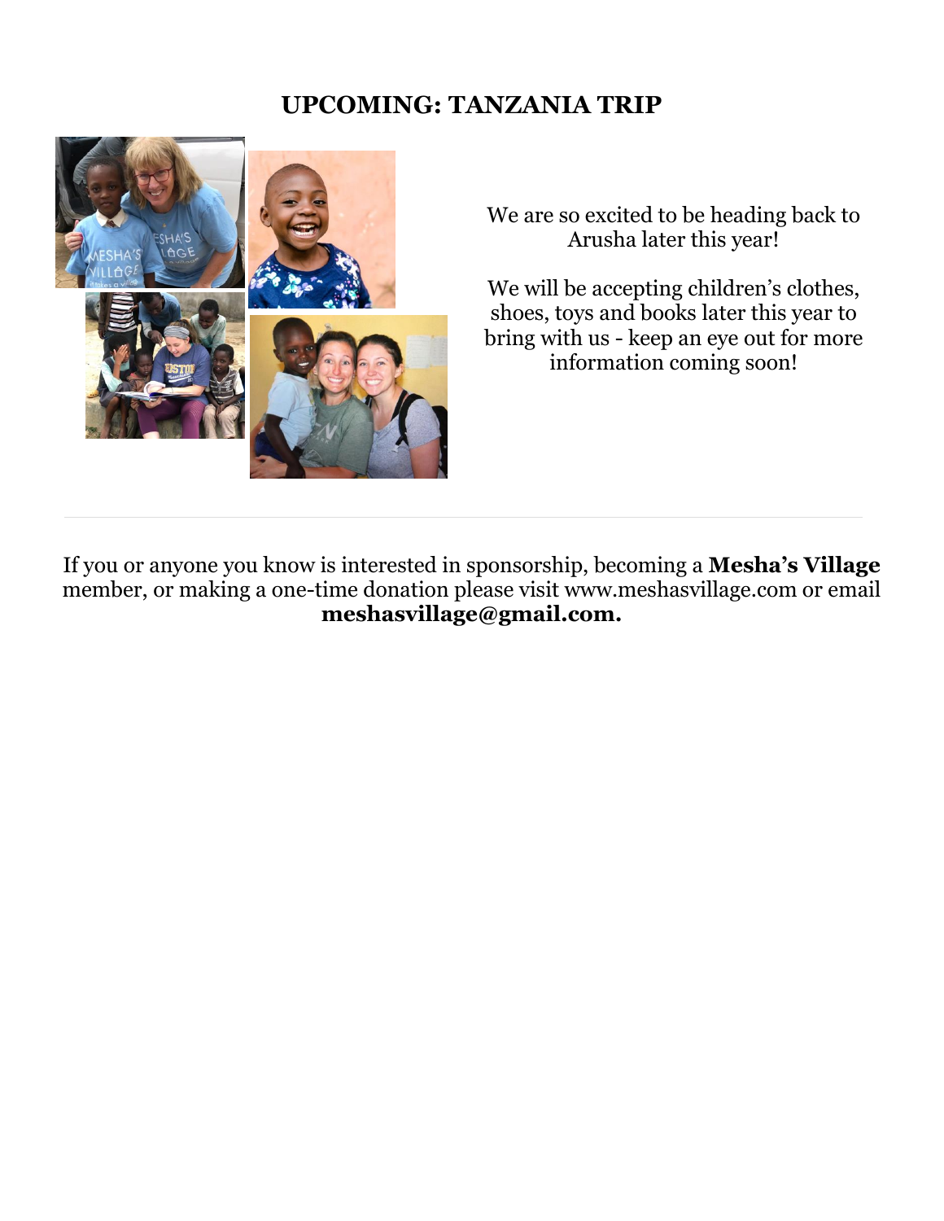## UPCOMING: TANZANIA TRIP

We are so excited to be heading back to Arusha later this year!

We will be accepting children's clothes, shoes, toys and books later this year to bring with us - keep an eye out for more information coming soon!

---

If you or anyone you know is interested in sponsorship, becoming a **Mesha's Village** member, or making a one-time donation please visit www.meshasvillage.com or email **meshasvillage@gmail.com.**